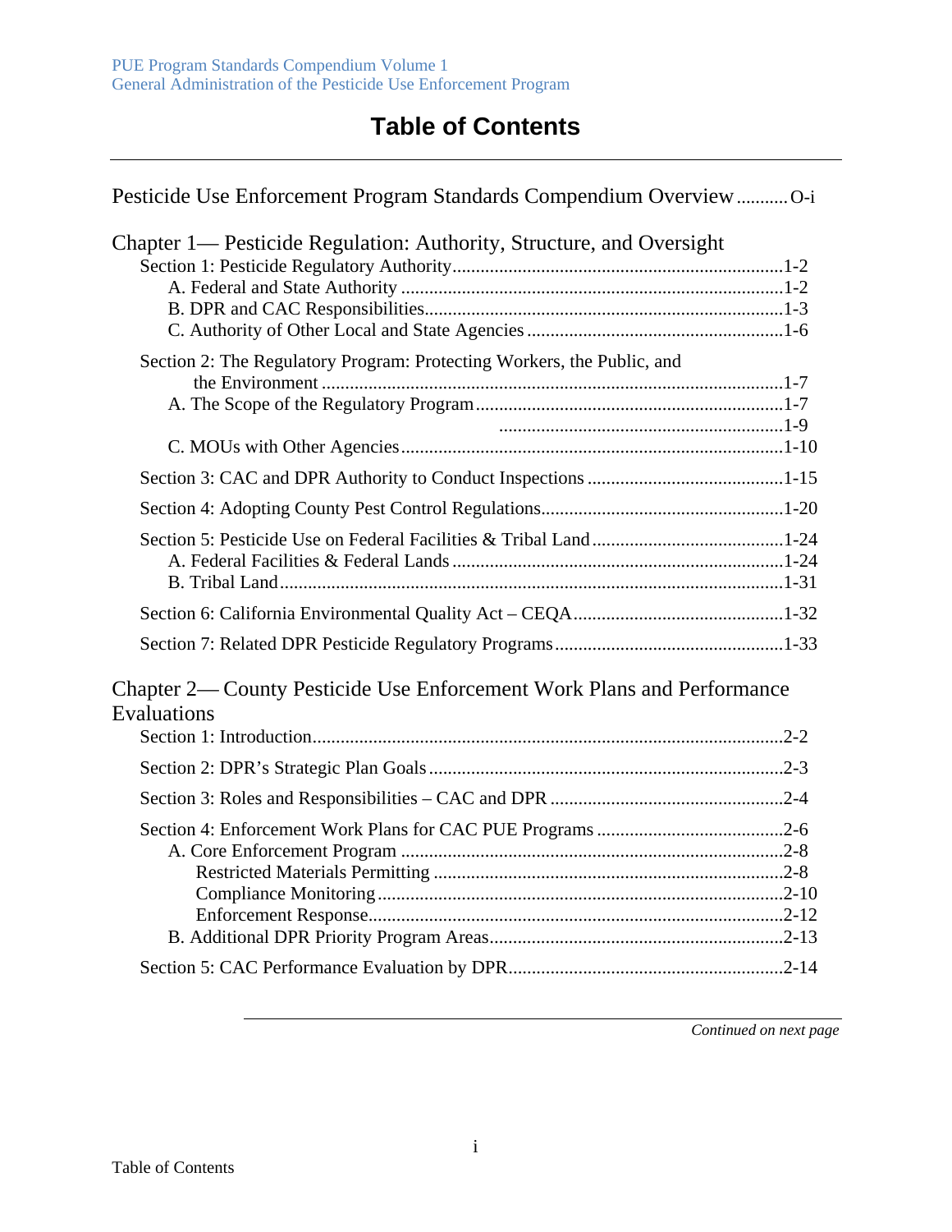# Table of Contents

Pesticide Use Enforcement Program Standards Compendium Overview ........... O-i

## Chapter 1— Pesticide Regulation: Authority, Structure, and Oversight

- Section 1: Pesticide Regulatory Authority ........ 1-2
  - A. Federal and State Authority ........ 1-2
  - B. DPR and CAC Responsibilities ........ 1-3
  - C. Authority of Other Local and State Agencies ........ 1-6
- Section 2: The Regulatory Program: Protecting Workers, the Public, and the Environment ........ 1-7
  - A. The Scope of the Regulatory Program ........ 1-7
  - ........ 1-9
  - C. MOUs with Other Agencies ........ 1-10
- Section 3: CAC and DPR Authority to Conduct Inspections ........ 1-15
- Section 4: Adopting County Pest Control Regulations ........ 1-20
- Section 5: Pesticide Use on Federal Facilities & Tribal Land ........ 1-24
  - A. Federal Facilities & Federal Lands ........ 1-24
  - B. Tribal Land ........ 1-31
- Section 6: California Environmental Quality Act – CEQA ........ 1-32
- Section 7: Related DPR Pesticide Regulatory Programs ........ 1-33

## Chapter 2— County Pesticide Use Enforcement Work Plans and Performance Evaluations

- Section 1: Introduction ........ 2-2
- Section 2: DPR's Strategic Plan Goals ........ 2-3
- Section 3: Roles and Responsibilities – CAC and DPR ........ 2-4
- Section 4: Enforcement Work Plans for CAC PUE Programs ........ 2-6
  - A. Core Enforcement Program ........ 2-8
    - Restricted Materials Permitting ........ 2-8
    - Compliance Monitoring ........ 2-10
    - Enforcement Response ........ 2-12
  - B. Additional DPR Priority Program Areas ........ 2-13
- Section 5: CAC Performance Evaluation by DPR ........ 2-14

*Continued on next page*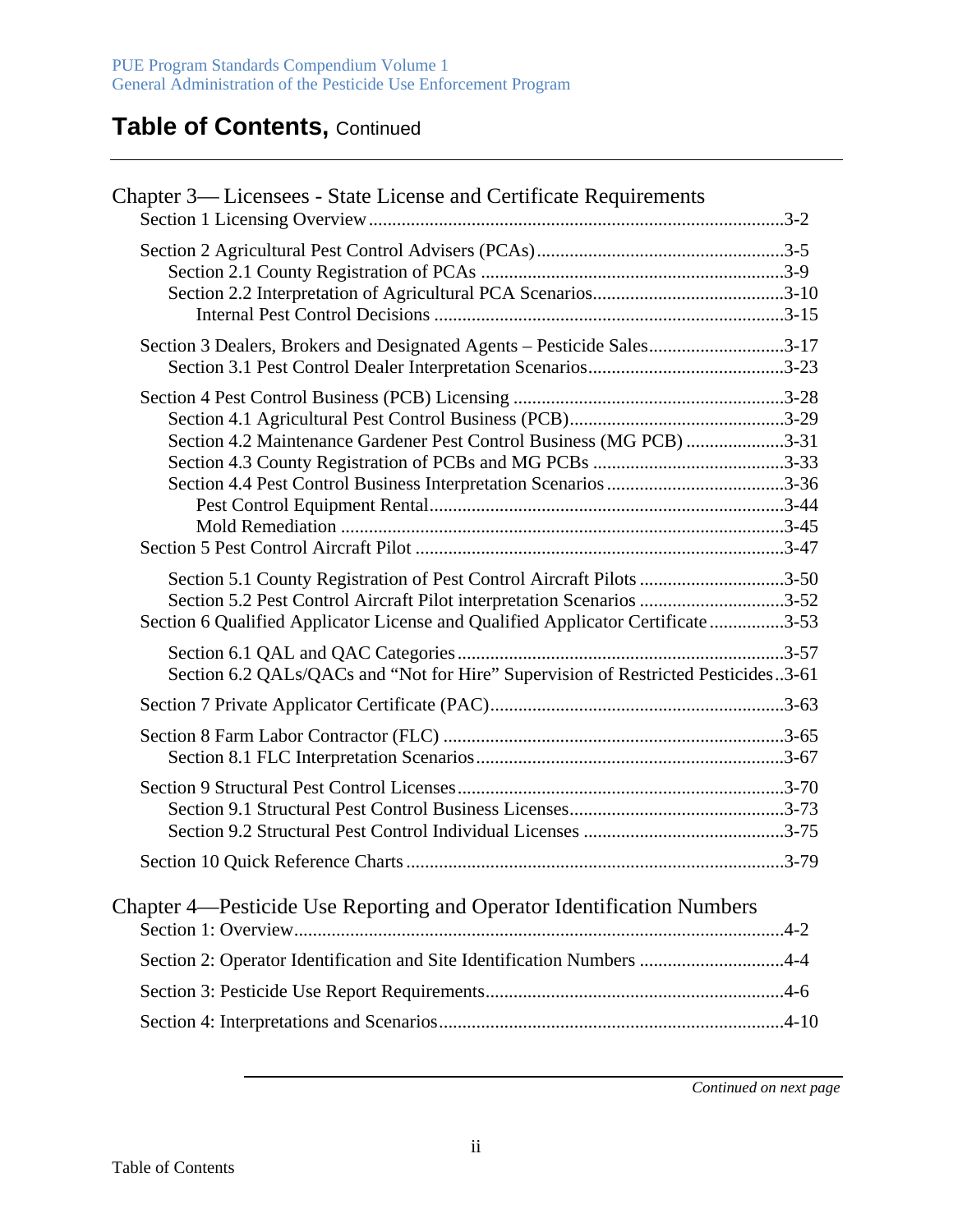# Table of Contents, Continued

## Chapter 3— Licensees - State License and Certificate Requirements

Section 1 Licensing Overview ........................................................................................3-2

Section 2 Agricultural Pest Control Advisers (PCAs)....................................................3-5
- Section 2.1 County Registration of PCAs ................................................................3-9
- Section 2.2 Interpretation of Agricultural PCA Scenarios.........................................3-10
  - Internal Pest Control Decisions ..........................................................................3-15

Section 3 Dealers, Brokers and Designated Agents – Pesticide Sales............................3-17
- Section 3.1 Pest Control Dealer Interpretation Scenarios..........................................3-23

Section 4 Pest Control Business (PCB) Licensing ..........................................................3-28
- Section 4.1 Agricultural Pest Control Business (PCB)..............................................3-29
- Section 4.2 Maintenance Gardener Pest Control Business (MG PCB) .....................3-31
- Section 4.3 County Registration of PCBs and MG PCBs .........................................3-33
- Section 4.4 Pest Control Business Interpretation Scenarios ......................................3-36
  - Pest Control Equipment Rental...........................................................................3-44
  - Mold Remediation ..............................................................................................3-45

Section 5 Pest Control Aircraft Pilot ..............................................................................3-47
- Section 5.1 County Registration of Pest Control Aircraft Pilots ...............................3-50
- Section 5.2 Pest Control Aircraft Pilot interpretation Scenarios ...............................3-52

Section 6 Qualified Applicator License and Qualified Applicator Certificate ................3-53
- Section 6.1 QAL and QAC Categories .....................................................................3-57
- Section 6.2 QALs/QACs and "Not for Hire" Supervision of Restricted Pesticides..3-61

Section 7 Private Applicator Certificate (PAC)..............................................................3-63

Section 8 Farm Labor Contractor (FLC) ........................................................................3-65
- Section 8.1 FLC Interpretation Scenarios..................................................................3-67

Section 9 Structural Pest Control Licenses......................................................................3-70
- Section 9.1 Structural Pest Control Business Licenses..............................................3-73
- Section 9.2 Structural Pest Control Individual Licenses ...........................................3-75

Section 10 Quick Reference Charts ................................................................................3-79

## Chapter 4—Pesticide Use Reporting and Operator Identification Numbers

Section 1: Overview........................................................................................................4-2

Section 2: Operator Identification and Site Identification Numbers ...............................4-4

Section 3: Pesticide Use Report Requirements................................................................4-6

Section 4: Interpretations and Scenarios.........................................................................4-10

*Continued on next page*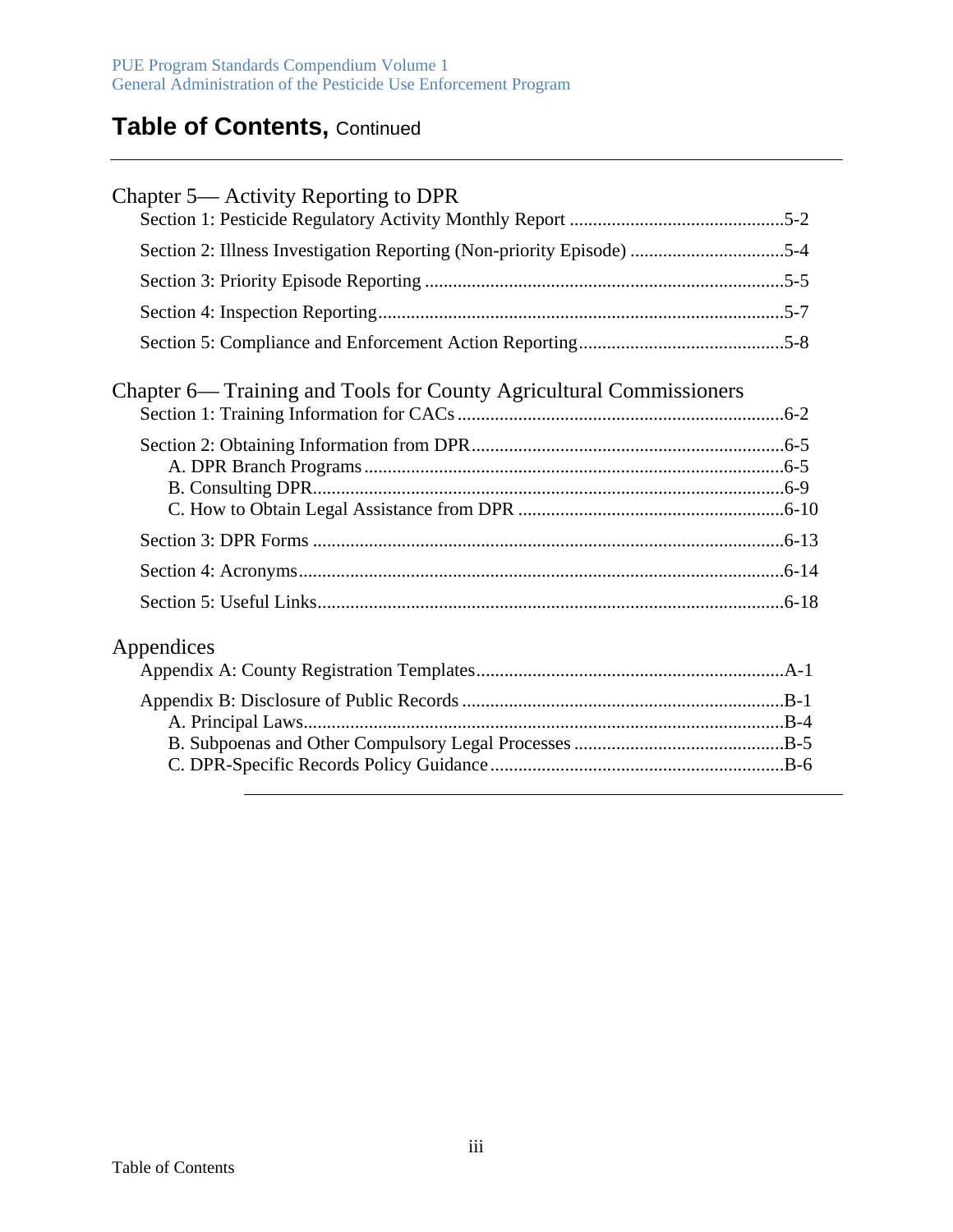# Table of Contents, Continued

## Chapter 5— Activity Reporting to DPR

Section 1: Pesticide Regulatory Activity Monthly Report .............................................5-2

Section 2: Illness Investigation Reporting (Non-priority Episode) ................................5-4

Section 3: Priority Episode Reporting ............................................................................5-5

Section 4: Inspection Reporting......................................................................................5-7

Section 5: Compliance and Enforcement Action Reporting............................................5-8

## Chapter 6— Training and Tools for County Agricultural Commissioners

Section 1: Training Information for CACs .....................................................................6-2

Section 2: Obtaining Information from DPR..................................................................6-5
- A. DPR Branch Programs..........................................................................................6-5
- B. Consulting DPR....................................................................................................6-9
- C. How to Obtain Legal Assistance from DPR ........................................................6-10

Section 3: DPR Forms ....................................................................................................6-13

Section 4: Acronyms.......................................................................................................6-14

Section 5: Useful Links...................................................................................................6-18

## Appendices

Appendix A: County Registration Templates.................................................................A-1

Appendix B: Disclosure of Public Records ....................................................................B-1
- A. Principal Laws......................................................................................................B-4
- B. Subpoenas and Other Compulsory Legal Processes .............................................B-5
- C. DPR-Specific Records Policy Guidance ...............................................................B-6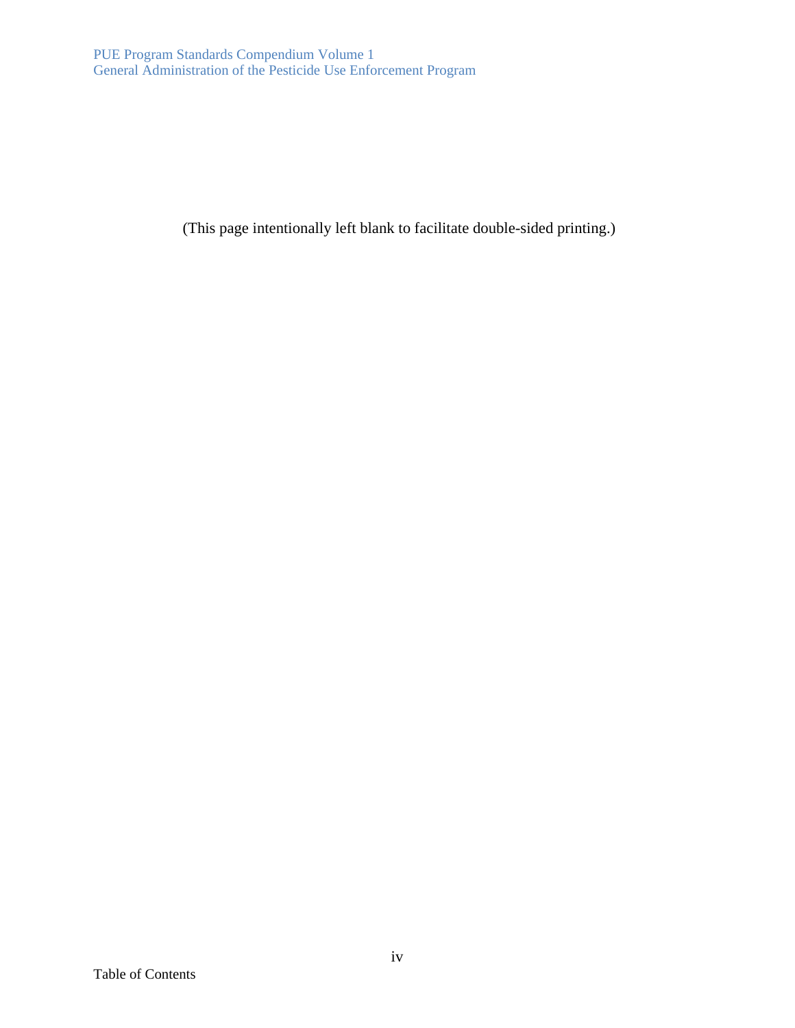(This page intentionally left blank to facilitate double-sided printing.)